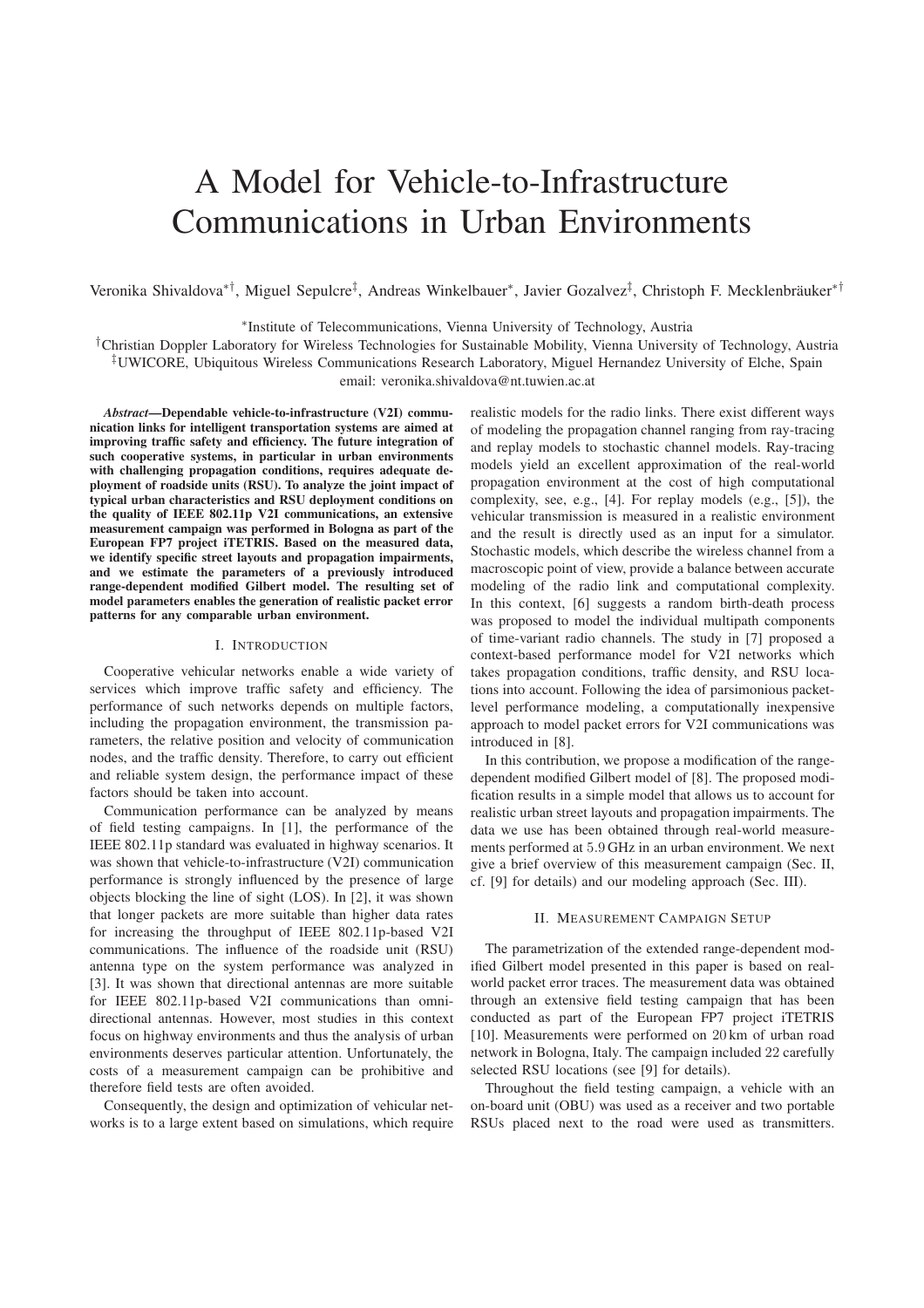# A Model for Vehicle-to-Infrastructure Communications in Urban Environments

Veronika Shivaldova*†, Miguel Sepulcre‡, Andreas Winkelbauer*, Javier Gozalvez‡, Christoph F. Mecklenbräuker*†

*Institute of Telecommunications, Vienna University of Technology, Austria

†Christian Doppler Laboratory for Wireless Technologies for Sustainable Mobility, Vienna University of Technology, Austria

‡UWICORE, Ubiquitous Wireless Communications Research Laboratory, Miguel Hernandez University of Elche, Spain

email: veronika.shivaldova@nt.tuwien.ac.at

***Abstract*—Dependable vehicle-to-infrastructure (V2I) communication links for intelligent transportation systems are aimed at improving traffic safety and efficiency. The future integration of such cooperative systems, in particular in urban environments with challenging propagation conditions, requires adequate deployment of roadside units (RSU). To analyze the joint impact of typical urban characteristics and RSU deployment conditions on the quality of IEEE 802.11p V2I communications, an extensive measurement campaign was performed in Bologna as part of the European FP7 project iTETRIS. Based on the measured data, we identify specific street layouts and propagation impairments, and we estimate the parameters of a previously introduced range-dependent modified Gilbert model. The resulting set of model parameters enables the generation of realistic packet error patterns for any comparable urban environment.**

## I. Introduction

Cooperative vehicular networks enable a wide variety of services which improve traffic safety and efficiency. The performance of such networks depends on multiple factors, including the propagation environment, the transmission parameters, the relative position and velocity of communication nodes, and the traffic density. Therefore, to carry out efficient and reliable system design, the performance impact of these factors should be taken into account.

Communication performance can be analyzed by means of field testing campaigns. In [1], the performance of the IEEE 802.11p standard was evaluated in highway scenarios. It was shown that vehicle-to-infrastructure (V2I) communication performance is strongly influenced by the presence of large objects blocking the line of sight (LOS). In [2], it was shown that longer packets are more suitable than higher data rates for increasing the throughput of IEEE 802.11p-based V2I communications. The influence of the roadside unit (RSU) antenna type on the system performance was analyzed in [3]. It was shown that directional antennas are more suitable for IEEE 802.11p-based V2I communications than omnidirectional antennas. However, most studies in this context focus on highway environments and thus the analysis of urban environments deserves particular attention. Unfortunately, the costs of a measurement campaign can be prohibitive and therefore field tests are often avoided.

Consequently, the design and optimization of vehicular networks is to a large extent based on simulations, which require realistic models for the radio links. There exist different ways of modeling the propagation channel ranging from ray-tracing and replay models to stochastic channel models. Ray-tracing models yield an excellent approximation of the real-world propagation environment at the cost of high computational complexity, see, e.g., [4]. For replay models (e.g., [5]), the vehicular transmission is measured in a realistic environment and the result is directly used as an input for a simulator. Stochastic models, which describe the wireless channel from a macroscopic point of view, provide a balance between accurate modeling of the radio link and computational complexity. In this context, [6] suggests a random birth-death process was proposed to model the individual multipath components of time-variant radio channels. The study in [7] proposed a context-based performance model for V2I networks which takes propagation conditions, traffic density, and RSU locations into account. Following the idea of parsimonious packet-level performance modeling, a computationally inexpensive approach to model packet errors for V2I communications was introduced in [8].

In this contribution, we propose a modification of the range-dependent modified Gilbert model of [8]. The proposed modification results in a simple model that allows us to account for realistic urban street layouts and propagation impairments. The data we use has been obtained through real-world measurements performed at 5.9 GHz in an urban environment. We next give a brief overview of this measurement campaign (Sec. II, cf. [9] for details) and our modeling approach (Sec. III).

## II. Measurement Campaign Setup

The parametrization of the extended range-dependent modified Gilbert model presented in this paper is based on real-world packet error traces. The measurement data was obtained through an extensive field testing campaign that has been conducted as part of the European FP7 project iTETRIS [10]. Measurements were performed on 20 km of urban road network in Bologna, Italy. The campaign included 22 carefully selected RSU locations (see [9] for details).

Throughout the field testing campaign, a vehicle with an on-board unit (OBU) was used as a receiver and two portable RSUs placed next to the road were used as transmitters.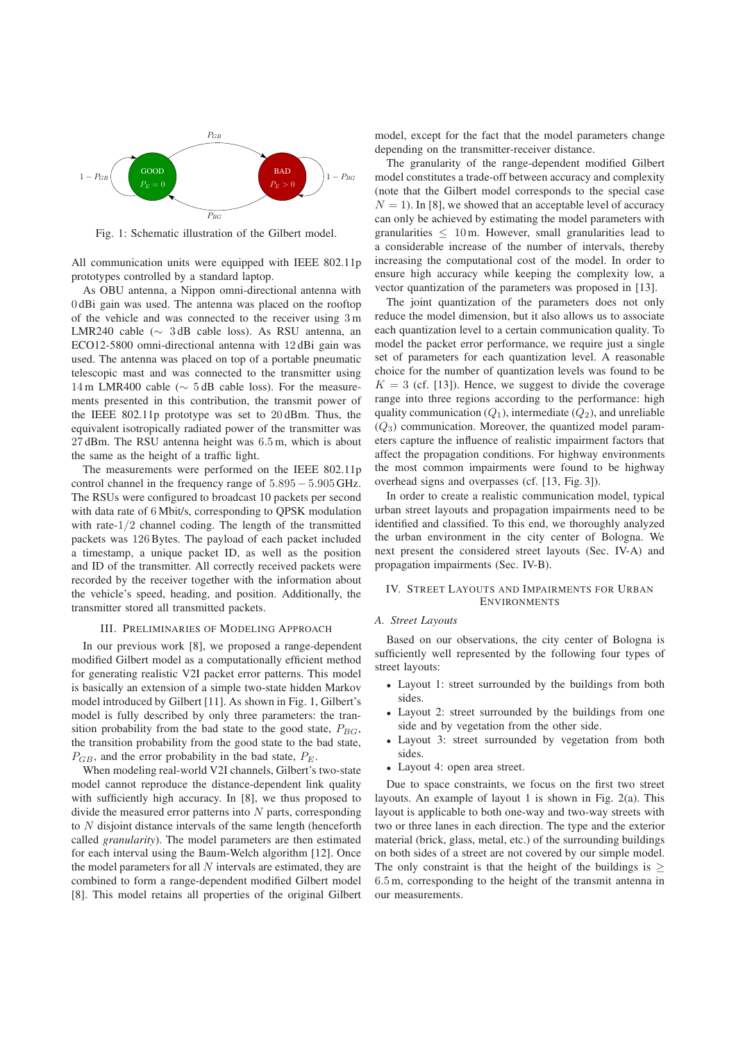Fig. 1: Schematic illustration of the Gilbert model.

All communication units were equipped with IEEE 802.11p prototypes controlled by a standard laptop.

As OBU antenna, a Nippon omni-directional antenna with 0 dBi gain was used. The antenna was placed on the rooftop of the vehicle and was connected to the receiver using 3 m LMR240 cable ($\sim$ 3 dB cable loss). As RSU antenna, an ECO12-5800 omni-directional antenna with 12 dBi gain was used. The antenna was placed on top of a portable pneumatic telescopic mast and was connected to the transmitter using 14 m LMR400 cable ($\sim$ 5 dB cable loss). For the measurements presented in this contribution, the transmit power of the IEEE 802.11p prototype was set to 20 dBm. Thus, the equivalent isotropically radiated power of the transmitter was 27 dBm. The RSU antenna height was 6.5 m, which is about the same as the height of a traffic light.

The measurements were performed on the IEEE 802.11p control channel in the frequency range of $5.895 - 5.905$ GHz. The RSUs were configured to broadcast 10 packets per second with data rate of 6 Mbit/s, corresponding to QPSK modulation with rate-$1/2$ channel coding. The length of the transmitted packets was 126 Bytes. The payload of each packet included a timestamp, a unique packet ID, as well as the position and ID of the transmitter. All correctly received packets were recorded by the receiver together with the information about the vehicle's speed, heading, and position. Additionally, the transmitter stored all transmitted packets.

## III. Preliminaries of Modeling Approach

In our previous work [8], we proposed a range-dependent modified Gilbert model as a computationally efficient method for generating realistic V2I packet error patterns. This model is basically an extension of a simple two-state hidden Markov model introduced by Gilbert [11]. As shown in Fig. 1, Gilbert's model is fully described by only three parameters: the transition probability from the bad state to the good state, $P_{BG}$, the transition probability from the good state to the bad state, $P_{GB}$, and the error probability in the bad state, $P_E$.

When modeling real-world V2I channels, Gilbert's two-state model cannot reproduce the distance-dependent link quality with sufficiently high accuracy. In [8], we thus proposed to divide the measured error patterns into $N$ parts, corresponding to $N$ disjoint distance intervals of the same length (henceforth called *granularity*). The model parameters are then estimated for each interval using the Baum-Welch algorithm [12]. Once the model parameters for all $N$ intervals are estimated, they are combined to form a range-dependent modified Gilbert model [8]. This model retains all properties of the original Gilbert model, except for the fact that the model parameters change depending on the transmitter-receiver distance.

The granularity of the range-dependent modified Gilbert model constitutes a trade-off between accuracy and complexity (note that the Gilbert model corresponds to the special case $N = 1$). In [8], we showed that an acceptable level of accuracy can only be achieved by estimating the model parameters with granularities $\leq$ 10 m. However, small granularities lead to a considerable increase of the number of intervals, thereby increasing the computational cost of the model. In order to ensure high accuracy while keeping the complexity low, a vector quantization of the parameters was proposed in [13].

The joint quantization of the parameters does not only reduce the model dimension, but it also allows us to associate each quantization level to a certain communication quality. To model the packet error performance, we require just a single set of parameters for each quantization level. A reasonable choice for the number of quantization levels was found to be $K = 3$ (cf. [13]). Hence, we suggest to divide the coverage range into three regions according to the performance: high quality communication ($Q_1$), intermediate ($Q_2$), and unreliable ($Q_3$) communication. Moreover, the quantized model parameters capture the influence of realistic impairment factors that affect the propagation conditions. For highway environments the most common impairments were found to be highway overhead signs and overpasses (cf. [13, Fig. 3]).

In order to create a realistic communication model, typical urban street layouts and propagation impairments need to be identified and classified. To this end, we thoroughly analyzed the urban environment in the city center of Bologna. We next present the considered street layouts (Sec. IV-A) and propagation impairments (Sec. IV-B).

## IV. Street Layouts and Impairments for Urban Environments

### A. Street Layouts

Based on our observations, the city center of Bologna is sufficiently well represented by the following four types of street layouts:

- Layout 1: street surrounded by the buildings from both sides.
- Layout 2: street surrounded by the buildings from one side and by vegetation from the other side.
- Layout 3: street surrounded by vegetation from both sides.
- Layout 4: open area street.

Due to space constraints, we focus on the first two street layouts. An example of layout 1 is shown in Fig. 2(a). This layout is applicable to both one-way and two-way streets with two or three lanes in each direction. The type and the exterior material (brick, glass, metal, etc.) of the surrounding buildings on both sides of a street are not covered by our simple model. The only constraint is that the height of the buildings is $\geq$ 6.5 m, corresponding to the height of the transmit antenna in our measurements.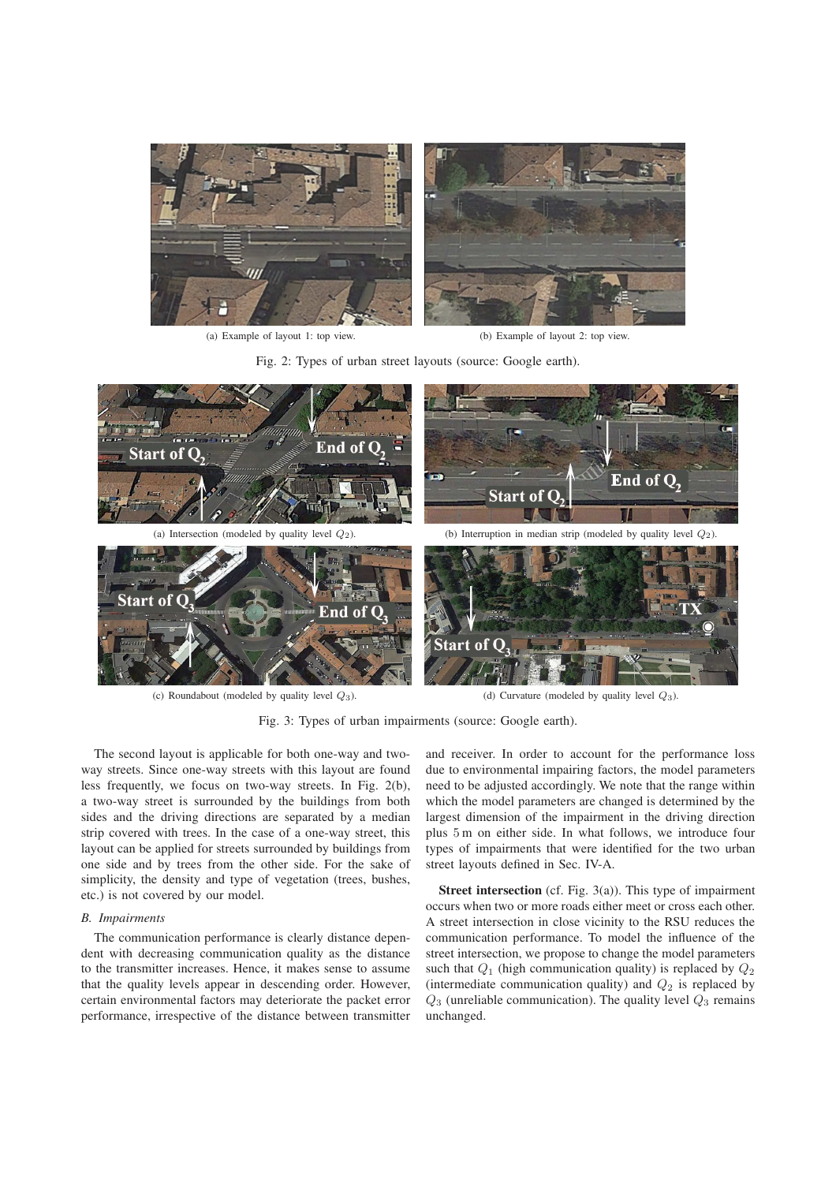(a) Example of layout 1: top view.

(b) Example of layout 2: top view.

Fig. 2: Types of urban street layouts (source: Google earth).

(a) Intersection (modeled by quality level $Q_2$).

(b) Interruption in median strip (modeled by quality level $Q_2$).

(c) Roundabout (modeled by quality level $Q_3$).

(d) Curvature (modeled by quality level $Q_3$).

Fig. 3: Types of urban impairments (source: Google earth).

The second layout is applicable for both one-way and two-way streets. Since one-way streets with this layout are found less frequently, we focus on two-way streets. In Fig. 2(b), a two-way street is surrounded by the buildings from both sides and the driving directions are separated by a median strip covered with trees. In the case of a one-way street, this layout can be applied for streets surrounded by buildings from one side and by trees from the other side. For the sake of simplicity, the density and type of vegetation (trees, bushes, etc.) is not covered by our model.

### *B. Impairments*

The communication performance is clearly distance dependent with decreasing communication quality as the distance to the transmitter increases. Hence, it makes sense to assume that the quality levels appear in descending order. However, certain environmental factors may deteriorate the packet error performance, irrespective of the distance between transmitter and receiver. In order to account for the performance loss due to environmental impairing factors, the model parameters need to be adjusted accordingly. We note that the range within which the model parameters are changed is determined by the largest dimension of the impairment in the driving direction plus 5 m on either side. In what follows, we introduce four types of impairments that were identified for the two urban street layouts defined in Sec. IV-A.

**Street intersection** (cf. Fig. 3(a)). This type of impairment occurs when two or more roads either meet or cross each other. A street intersection in close vicinity to the RSU reduces the communication performance. To model the influence of the street intersection, we propose to change the model parameters such that $Q_1$ (high communication quality) is replaced by $Q_2$ (intermediate communication quality) and $Q_2$ is replaced by $Q_3$ (unreliable communication). The quality level $Q_3$ remains unchanged.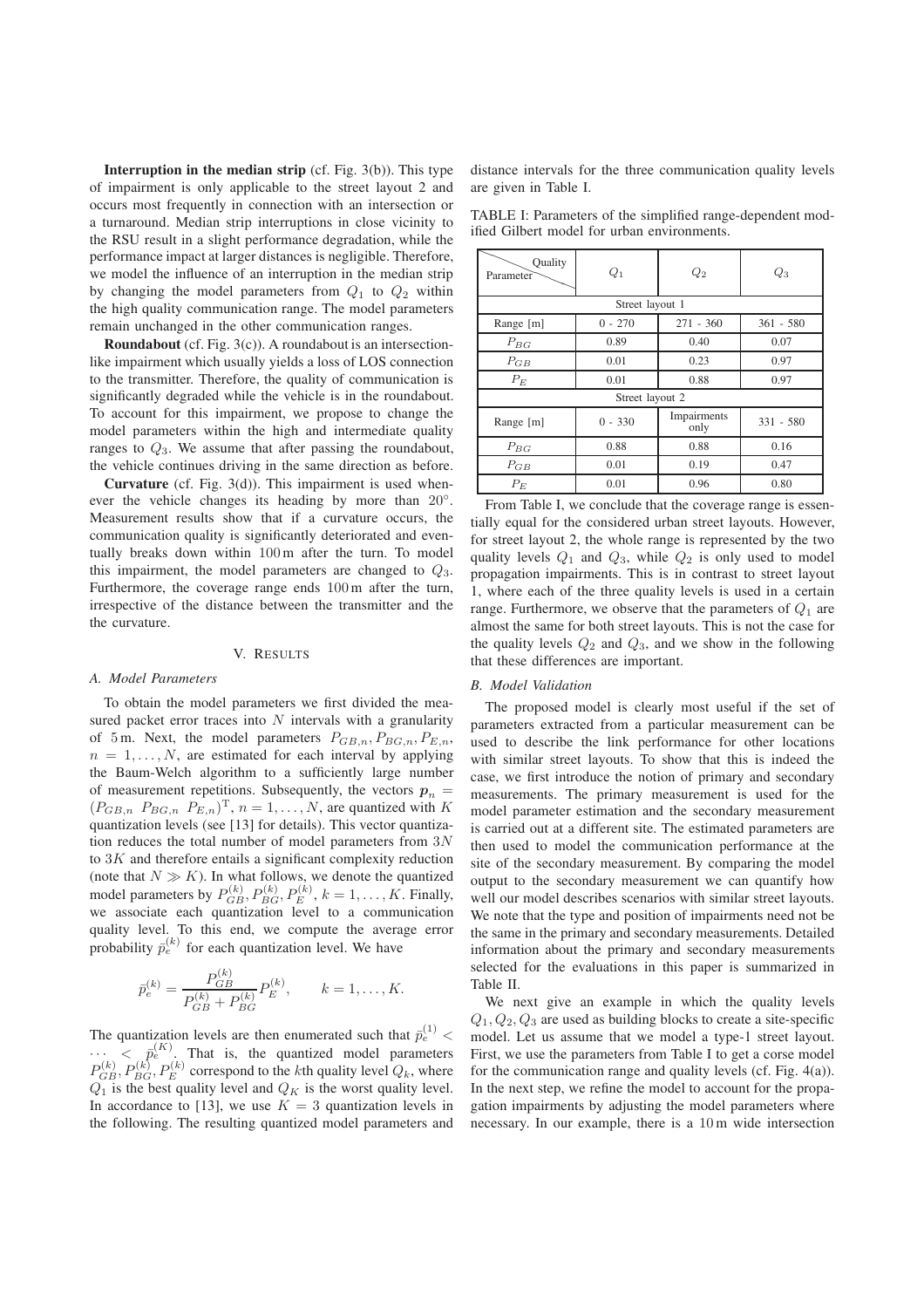**Interruption in the median strip** (cf. Fig. 3(b)). This type of impairment is only applicable to the street layout 2 and occurs most frequently in connection with an intersection or a turnaround. Median strip interruptions in close vicinity to the RSU result in a slight performance degradation, while the performance impact at larger distances is negligible. Therefore, we model the influence of an interruption in the median strip by changing the model parameters from $Q_1$ to $Q_2$ within the high quality communication range. The model parameters remain unchanged in the other communication ranges.

**Roundabout** (cf. Fig. 3(c)). A roundabout is an intersection-like impairment which usually yields a loss of LOS connection to the transmitter. Therefore, the quality of communication is significantly degraded while the vehicle is in the roundabout. To account for this impairment, we propose to change the model parameters within the high and intermediate quality ranges to $Q_3$. We assume that after passing the roundabout, the vehicle continues driving in the same direction as before.

**Curvature** (cf. Fig. 3(d)). This impairment is used whenever the vehicle changes its heading by more than $20°$. Measurement results show that if a curvature occurs, the communication quality is significantly deteriorated and eventually breaks down within 100 m after the turn. To model this impairment, the model parameters are changed to $Q_3$. Furthermore, the coverage range ends 100 m after the turn, irrespective of the distance between the transmitter and the the curvature.

## V. Results

### A. Model Parameters

To obtain the model parameters we first divided the measured packet error traces into $N$ intervals with a granularity of 5 m. Next, the model parameters $P_{GB,n}, P_{BG,n}, P_{E,n}$, $n = 1, \ldots, N$, are estimated for each interval by applying the Baum-Welch algorithm to a sufficiently large number of measurement repetitions. Subsequently, the vectors $\boldsymbol{p}_n = (P_{GB,n}\ P_{BG,n}\ P_{E,n})^{\mathrm{T}}$, $n = 1, \ldots, N$, are quantized with $K$ quantization levels (see [13] for details). This vector quantization reduces the total number of model parameters from $3N$ to $3K$ and therefore entails a significant complexity reduction (note that $N \gg K$). In what follows, we denote the quantized model parameters by $P_{GB}^{(k)}, P_{BG}^{(k)}, P_E^{(k)}$, $k = 1, \ldots, K$. Finally, we associate each quantization level to a communication quality level. To this end, we compute the average error probability $\bar{p}_e^{(k)}$ for each quantization level. We have

$$\bar{p}_e^{(k)} = \frac{P_{GB}^{(k)}}{P_{GB}^{(k)} + P_{BG}^{(k)}} P_E^{(k)}, \qquad k = 1, \ldots, K.$$

The quantization levels are then enumerated such that $\bar{p}_e^{(1)} < \cdots < \bar{p}_e^{(K)}$. That is, the quantized model parameters $P_{GB}^{(k)}, P_{BG}^{(k)}, P_E^{(k)}$ correspond to the $k$th quality level $Q_k$, where $Q_1$ is the best quality level and $Q_K$ is the worst quality level. In accordance to [13], we use $K = 3$ quantization levels in the following. The resulting quantized model parameters and distance intervals for the three communication quality levels are given in Table I.

TABLE I: Parameters of the simplified range-dependent modified Gilbert model for urban environments.

| Parameter \ Quality | $Q_1$ | $Q_2$ | $Q_3$ |
|---|---|---|---|
| Street layout 1 | | | |
| Range [m] | 0 - 270 | 271 - 360 | 361 - 580 |
| $P_{BG}$ | 0.89 | 0.40 | 0.07 |
| $P_{GB}$ | 0.01 | 0.23 | 0.97 |
| $P_E$ | 0.01 | 0.88 | 0.97 |
| Street layout 2 | | | |
| Range [m] | 0 - 330 | Impairments only | 331 - 580 |
| $P_{BG}$ | 0.88 | 0.88 | 0.16 |
| $P_{GB}$ | 0.01 | 0.19 | 0.47 |
| $P_E$ | 0.01 | 0.96 | 0.80 |

From Table I, we conclude that the coverage range is essentially equal for the considered urban street layouts. However, for street layout 2, the whole range is represented by the two quality levels $Q_1$ and $Q_3$, while $Q_2$ is only used to model propagation impairments. This is in contrast to street layout 1, where each of the three quality levels is used in a certain range. Furthermore, we observe that the parameters of $Q_1$ are almost the same for both street layouts. This is not the case for the quality levels $Q_2$ and $Q_3$, and we show in the following that these differences are important.

### B. Model Validation

The proposed model is clearly most useful if the set of parameters extracted from a particular measurement can be used to describe the link performance for other locations with similar street layouts. To show that this is indeed the case, we first introduce the notion of primary and secondary measurements. The primary measurement is used for the model parameter estimation and the secondary measurement is carried out at a different site. The estimated parameters are then used to model the communication performance at the site of the secondary measurement. By comparing the model output to the secondary measurement we can quantify how well our model describes scenarios with similar street layouts. We note that the type and position of impairments need not be the same in the primary and secondary measurements. Detailed information about the primary and secondary measurements selected for the evaluations in this paper is summarized in Table II.

We next give an example in which the quality levels $Q_1, Q_2, Q_3$ are used as building blocks to create a site-specific model. Let us assume that we model a type-1 street layout. First, we use the parameters from Table I to get a corse model for the communication range and quality levels (cf. Fig. 4(a)). In the next step, we refine the model to account for the propagation impairments by adjusting the model parameters where necessary. In our example, there is a 10 m wide intersection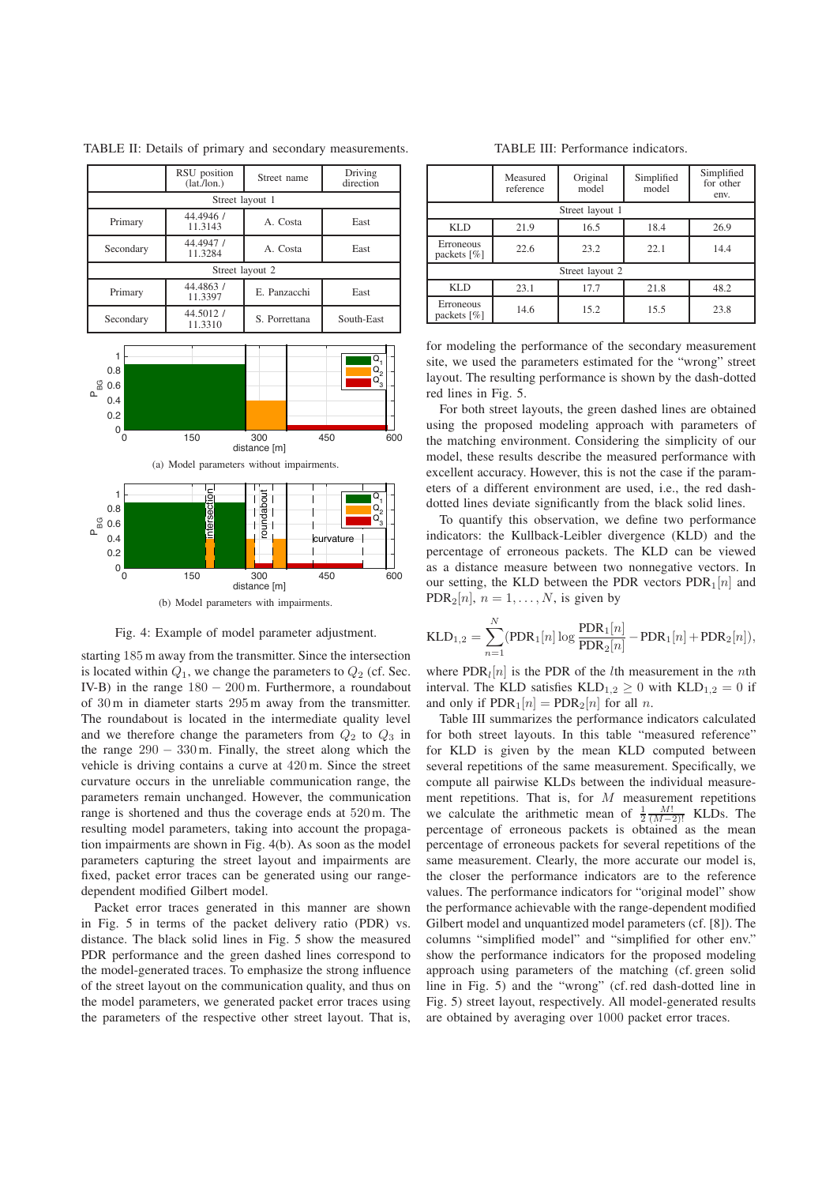TABLE II: Details of primary and secondary measurements.

| | RSU position (lat./lon.) | Street name | Driving direction |
|---|---|---|---|
| Street layout 1 | | | |
| Primary | 44.4946 / 11.3143 | A. Costa | East |
| Secondary | 44.4947 / 11.3284 | A. Costa | East |
| Street layout 2 | | | |
| Primary | 44.4863 / 11.3397 | E. Panzacchi | East |
| Secondary | 44.5012 / 11.3310 | S. Porrettana | South-East |

(a) Model parameters without impairments.

(b) Model parameters with impairments.

Fig. 4: Example of model parameter adjustment.

starting 185 m away from the transmitter. Since the intersection is located within $Q_1$, we change the parameters to $Q_2$ (cf. Sec. IV-B) in the range $180 - 200$ m. Furthermore, a roundabout of 30 m in diameter starts 295 m away from the transmitter. The roundabout is located in the intermediate quality level and we therefore change the parameters from $Q_2$ to $Q_3$ in the range $290 - 330$ m. Finally, the street along which the vehicle is driving contains a curve at 420 m. Since the street curvature occurs in the unreliable communication range, the parameters remain unchanged. However, the communication range is shortened and thus the coverage ends at 520 m. The resulting model parameters, taking into account the propagation impairments are shown in Fig. 4(b). As soon as the model parameters capturing the street layout and impairments are fixed, packet error traces can be generated using our range-dependent modified Gilbert model.

Packet error traces generated in this manner are shown in Fig. 5 in terms of the packet delivery ratio (PDR) vs. distance. The black solid lines in Fig. 5 show the measured PDR performance and the green dashed lines correspond to the model-generated traces. To emphasize the strong influence of the street layout on the communication quality, and thus on the model parameters, we generated packet error traces using the parameters of the respective other street layout. That is, for modeling the performance of the secondary measurement site, we used the parameters estimated for the "wrong" street layout. The resulting performance is shown by the dash-dotted red lines in Fig. 5.

TABLE III: Performance indicators.

| | Measured reference | Original model | Simplified model | Simplified for other env. |
|---|---|---|---|---|
| Street layout 1 | | | | |
| KLD | 21.9 | 16.5 | 18.4 | 26.9 |
| Erroneous packets [%] | 22.6 | 23.2 | 22.1 | 14.4 |
| Street layout 2 | | | | |
| KLD | 23.1 | 17.7 | 21.8 | 48.2 |
| Erroneous packets [%] | 14.6 | 15.2 | 15.5 | 23.8 |

For both street layouts, the green dashed lines are obtained using the proposed modeling approach with parameters of the matching environment. Considering the simplicity of our model, these results describe the measured performance with excellent accuracy. However, this is not the case if the parameters of a different environment are used, i.e., the red dash-dotted lines deviate significantly from the black solid lines.

To quantify this observation, we define two performance indicators: the Kullback-Leibler divergence (KLD) and the percentage of erroneous packets. The KLD can be viewed as a distance measure between two nonnegative vectors. In our setting, the KLD between the PDR vectors $\text{PDR}_1[n]$ and $\text{PDR}_2[n]$, $n = 1, \ldots, N$, is given by

$$\text{KLD}_{1,2} = \sum_{n=1}^{N} (\text{PDR}_1[n] \log \frac{\text{PDR}_1[n]}{\text{PDR}_2[n]} - \text{PDR}_1[n] + \text{PDR}_2[n]),$$

where $\text{PDR}_l[n]$ is the PDR of the $l$th measurement in the $n$th interval. The KLD satisfies $\text{KLD}_{1,2} \geq 0$ with $\text{KLD}_{1,2} = 0$ if and only if $\text{PDR}_1[n] = \text{PDR}_2[n]$ for all $n$.

Table III summarizes the performance indicators calculated for both street layouts. In this table "measured reference" for KLD is given by the mean KLD computed between several repetitions of the same measurement. Specifically, we compute all pairwise KLDs between the individual measurement repetitions. That is, for $M$ measurement repetitions we calculate the arithmetic mean of $\frac{1}{2}\frac{M!}{(M-2)!}$ KLDs. The percentage of erroneous packets is obtained as the mean percentage of erroneous packets for several repetitions of the same measurement. Clearly, the more accurate our model is, the closer the performance indicators are to the reference values. The performance indicators for "original model" show the performance achievable with the range-dependent modified Gilbert model and unquantized model parameters (cf. [8]). The columns "simplified model" and "simplified for other env." show the performance indicators for the proposed modeling approach using parameters of the matching (cf. green solid line in Fig. 5) and the "wrong" (cf. red dash-dotted line in Fig. 5) street layout, respectively. All model-generated results are obtained by averaging over 1000 packet error traces.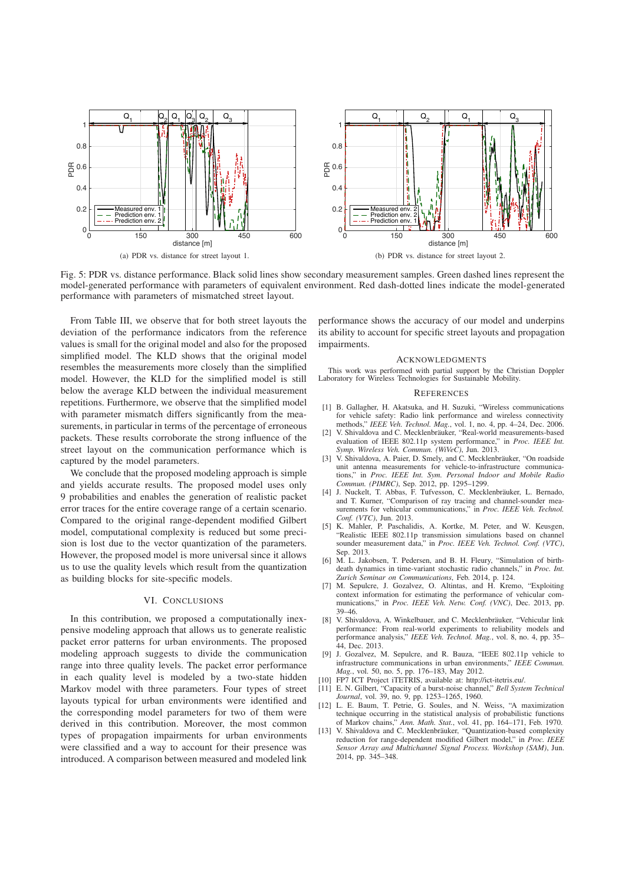Q1 Q2 Q1 Q3 Q2 Q3

1

0.8

0.6

0.4

0.2

0

PDR

0 150 300 450 600

distance [m]

Measured env. 1
Prediction env. 1
Prediction env. 2

(a) PDR vs. distance for street layout 1.

Q1 Q2 Q1 Q3

1

0.8

0.6

0.4

0.2

0

PDR

0 150 300 450 600

distance [m]

Measured env. 2
Prediction env. 2
Prediction env. 1

(b) PDR vs. distance for street layout 2.

Fig. 5: PDR vs. distance performance. Black solid lines show secondary measurement samples. Green dashed lines represent the model-generated performance with parameters of equivalent environment. Red dash-dotted lines indicate the model-generated performance with parameters of mismatched street layout.

From Table III, we observe that for both street layouts the deviation of the performance indicators from the reference values is small for the original model and also for the proposed simplified model. The KLD shows that the original model resembles the measurements more closely than the simplified model. However, the KLD for the simplified model is still below the average KLD between the individual measurement repetitions. Furthermore, we observe that the simplified model with parameter mismatch differs significantly from the measurements, in particular in terms of the percentage of erroneous packets. These results corroborate the strong influence of the street layout on the communication performance which is captured by the model parameters.

We conclude that the proposed modeling approach is simple and yields accurate results. The proposed model uses only 9 probabilities and enables the generation of realistic packet error traces for the entire coverage range of a certain scenario. Compared to the original range-dependent modified Gilbert model, computational complexity is reduced but some precision is lost due to the vector quantization of the parameters. However, the proposed model is more universal since it allows us to use the quality levels which result from the quantization as building blocks for site-specific models.

## VI. Conclusions

In this contribution, we proposed a computationally inexpensive modeling approach that allows us to generate realistic packet error patterns for urban environments. The proposed modeling approach suggests to divide the communication range into three quality levels. The packet error performance in each quality level is modeled by a two-state hidden Markov model with three parameters. Four types of street layouts typical for urban environments were identified and the corresponding model parameters for two of them were derived in this contribution. Moreover, the most common types of propagation impairments for urban environments were classified and a way to account for their presence was introduced. A comparison between measured and modeled link performance shows the accuracy of our model and underpins its ability to account for specific street layouts and propagation impairments.

## Acknowledgments

This work was performed with partial support by the Christian Doppler Laboratory for Wireless Technologies for Sustainable Mobility.

## References

[1] B. Gallagher, H. Akatsuka, and H. Suzuki, "Wireless communications for vehicle safety: Radio link performance and wireless connectivity methods," *IEEE Veh. Technol. Mag.*, vol. 1, no. 4, pp. 4–24, Dec. 2006.

[2] V. Shivaldova and C. Mecklenbräuker, "Real-world measurements-based evaluation of IEEE 802.11p system performance," in *Proc. IEEE Int. Symp. Wireless Veh. Commun. (WiVeC)*, Jun. 2013.

[3] V. Shivaldova, A. Paier, D. Smely, and C. Mecklenbräuker, "On roadside unit antenna measurements for vehicle-to-infrastructure communications," in *Proc. IEEE Int. Sym. Personal Indoor and Mobile Radio Commun. (PIMRC)*, Sep. 2012, pp. 1295–1299.

[4] J. Nuckelt, T. Abbas, F. Tufvesson, C. Mecklenbräuker, L. Bernado, and T. Kurner, "Comparison of ray tracing and channel-sounder measurements for vehicular communications," in *Proc. IEEE Veh. Technol. Conf. (VTC)*, Jun. 2013.

[5] K. Mahler, P. Paschalidis, A. Kortke, M. Peter, and W. Keusgen, "Realistic IEEE 802.11p transmission simulations based on channel sounder measurement data," in *Proc. IEEE Veh. Technol. Conf. (VTC)*, Sep. 2013.

[6] M. L. Jakobsen, T. Pedersen, and B. H. Fleury, "Simulation of birth-death dynamics in time-variant stochastic radio channels," in *Proc. Int. Zurich Seminar on Communications*, Feb. 2014, p. 124.

[7] M. Sepulcre, J. Gozalvez, O. Altintas, and H. Kremo, "Exploiting context information for estimating the performance of vehicular communications," in *Proc. IEEE Veh. Netw. Conf. (VNC)*, Dec. 2013, pp. 39–46.

[8] V. Shivaldova, A. Winkelbauer, and C. Mecklenbräuker, "Vehicular link performance: From real-world experiments to reliability models and performance analysis," *IEEE Veh. Technol. Mag.*, vol. 8, no. 4, pp. 35–44, Dec. 2013.

[9] J. Gozalvez, M. Sepulcre, and R. Bauza, "IEEE 802.11p vehicle to infrastructure communications in urban environments," *IEEE Commun. Mag.*, vol. 50, no. 5, pp. 176–183, May 2012.

[10] FP7 ICT Project iTETRIS, available at: http://ict-itetris.eu/.

[11] E. N. Gilbert, "Capacity of a burst-noise channel," *Bell System Technical Journal*, vol. 39, no. 9, pp. 1253–1265, 1960.

[12] L. E. Baum, T. Petrie, G. Soules, and N. Weiss, "A maximization technique occurring in the statistical analysis of probabilistic functions of Markov chains," *Ann. Math. Stat.*, vol. 41, pp. 164–171, Feb. 1970.

[13] V. Shivaldova and C. Mecklenbräuker, "Quantization-based complexity reduction for range-dependent modified Gilbert model," in *Proc. IEEE Sensor Array and Multichannel Signal Process. Workshop (SAM)*, Jun. 2014, pp. 345–348.